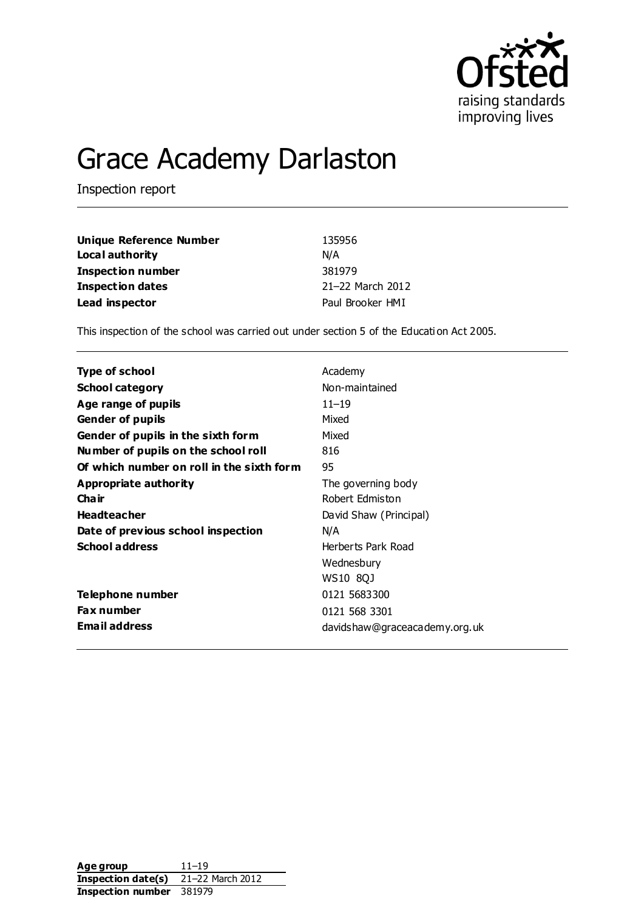# Grace Academy Darlaston

Inspection report

| | |
|---|---|
| **Unique Reference Number** | 135956 |
| **Local authority** | N/A |
| **Inspection number** | 381979 |
| **Inspection dates** | 21–22 March 2012 |
| **Lead inspector** | Paul Brooker HMI |

This inspection of the school was carried out under section 5 of the Education Act 2005.

| | |
|---|---|
| **Type of school** | Academy |
| **School category** | Non-maintained |
| **Age range of pupils** | 11–19 |
| **Gender of pupils** | Mixed |
| **Gender of pupils in the sixth form** | Mixed |
| **Number of pupils on the school roll** | 816 |
| **Of which number on roll in the sixth form** | 95 |
| **Appropriate authority** | The governing body |
| **Chair** | Robert Edmiston |
| **Headteacher** | David Shaw (Principal) |
| **Date of previous school inspection** | N/A |
| **School address** | Herberts Park Road<br>Wednesbury<br>WS10 8QJ |
| **Telephone number** | 0121 5683300 |
| **Fax number** | 0121 568 3301 |
| **Email address** | davidshaw@graceacademy.org.uk |

| | |
|---|---|
| **Age group** | 11–19 |
| **Inspection date(s)** | 21–22 March 2012 |
| **Inspection number** | 381979 |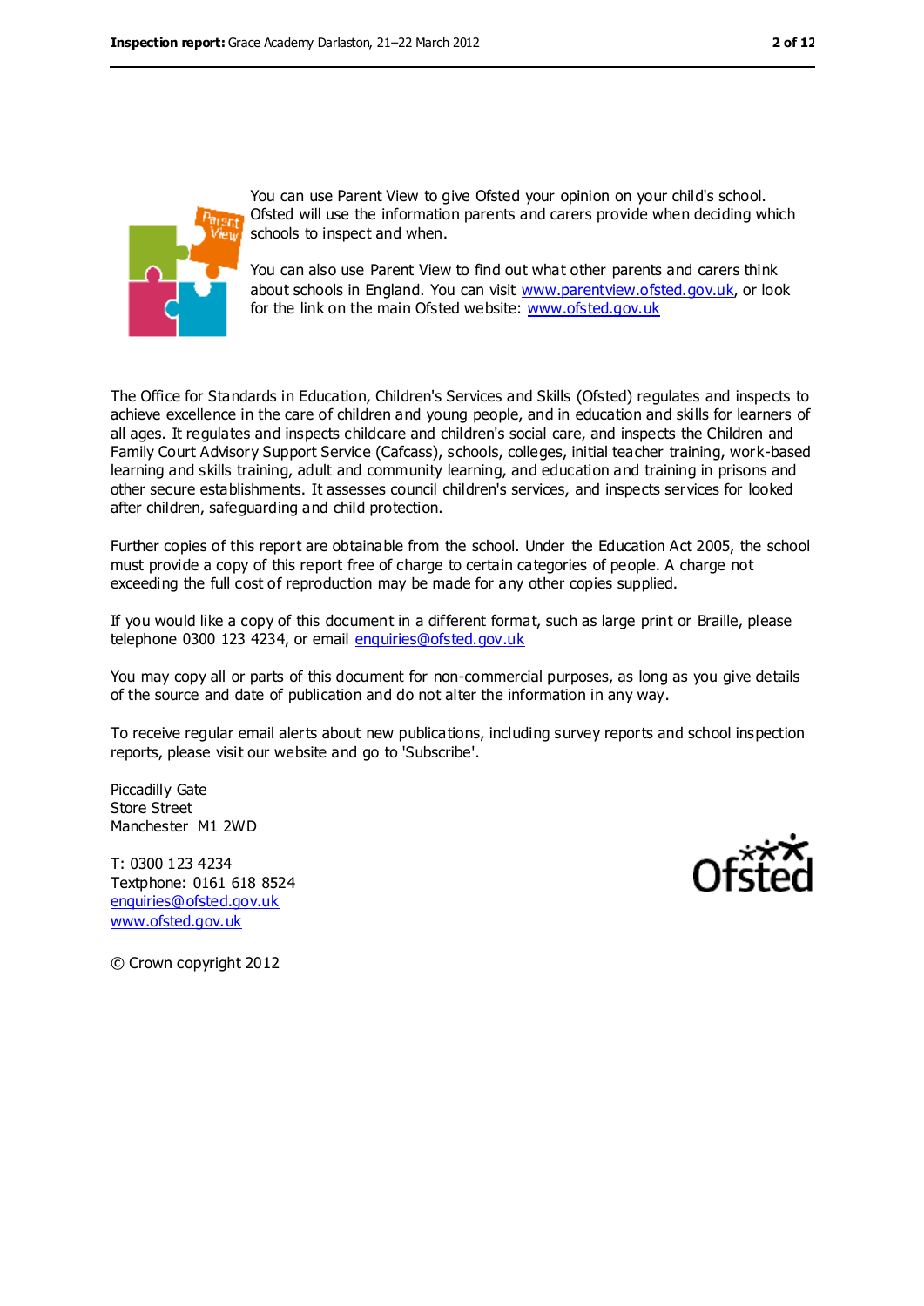You can use Parent View to give Ofsted your opinion on your child's school. Ofsted will use the information parents and carers provide when deciding which schools to inspect and when.

You can also use Parent View to find out what other parents and carers think about schools in England. You can visit www.parentview.ofsted.gov.uk, or look for the link on the main Ofsted website: www.ofsted.gov.uk

The Office for Standards in Education, Children's Services and Skills (Ofsted) regulates and inspects to achieve excellence in the care of children and young people, and in education and skills for learners of all ages. It regulates and inspects childcare and children's social care, and inspects the Children and Family Court Advisory Support Service (Cafcass), schools, colleges, initial teacher training, work-based learning and skills training, adult and community learning, and education and training in prisons and other secure establishments. It assesses council children's services, and inspects services for looked after children, safeguarding and child protection.

Further copies of this report are obtainable from the school. Under the Education Act 2005, the school must provide a copy of this report free of charge to certain categories of people. A charge not exceeding the full cost of reproduction may be made for any other copies supplied.

If you would like a copy of this document in a different format, such as large print or Braille, please telephone 0300 123 4234, or email enquiries@ofsted.gov.uk

You may copy all or parts of this document for non-commercial purposes, as long as you give details of the source and date of publication and do not alter the information in any way.

To receive regular email alerts about new publications, including survey reports and school inspection reports, please visit our website and go to 'Subscribe'.

Piccadilly Gate
Store Street
Manchester M1 2WD

T: 0300 123 4234
Textphone: 0161 618 8524
enquiries@ofsted.gov.uk
www.ofsted.gov.uk

© Crown copyright 2012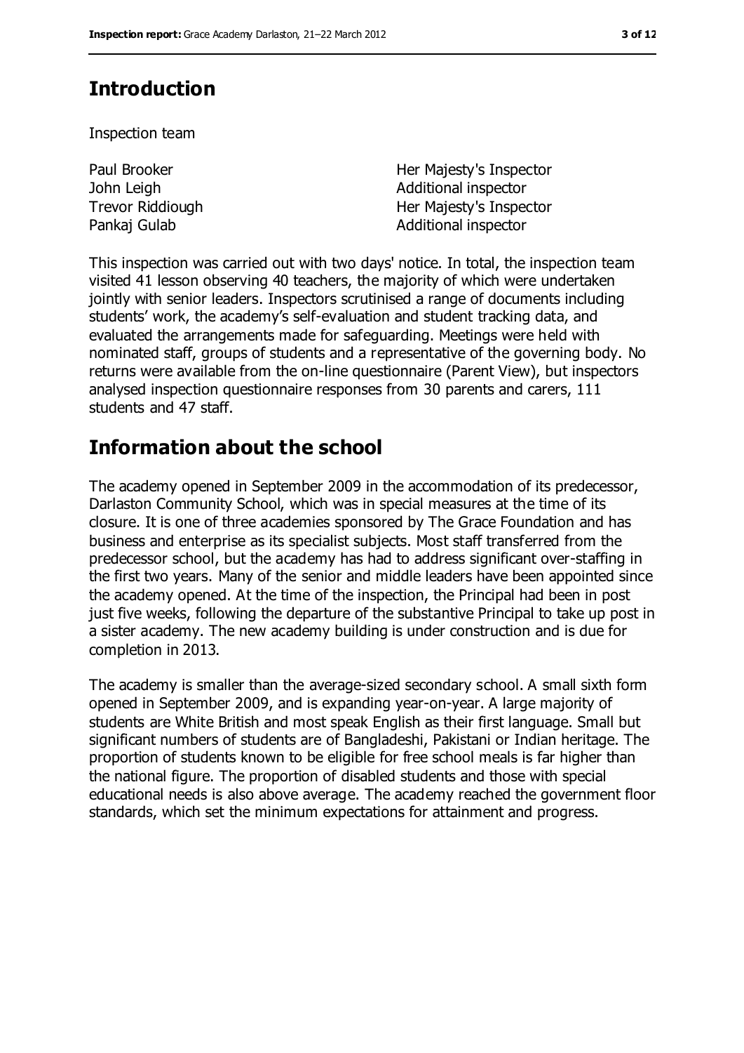## Introduction

Inspection team

| | |
|---|---|
| Paul Brooker | Her Majesty's Inspector |
| John Leigh | Additional inspector |
| Trevor Riddiough | Her Majesty's Inspector |
| Pankaj Gulab | Additional inspector |

This inspection was carried out with two days' notice. In total, the inspection team visited 41 lesson observing 40 teachers, the majority of which were undertaken jointly with senior leaders. Inspectors scrutinised a range of documents including students' work, the academy's self-evaluation and student tracking data, and evaluated the arrangements made for safeguarding. Meetings were held with nominated staff, groups of students and a representative of the governing body. No returns were available from the on-line questionnaire (Parent View), but inspectors analysed inspection questionnaire responses from 30 parents and carers, 111 students and 47 staff.

## Information about the school

The academy opened in September 2009 in the accommodation of its predecessor, Darlaston Community School, which was in special measures at the time of its closure. It is one of three academies sponsored by The Grace Foundation and has business and enterprise as its specialist subjects. Most staff transferred from the predecessor school, but the academy has had to address significant over-staffing in the first two years. Many of the senior and middle leaders have been appointed since the academy opened. At the time of the inspection, the Principal had been in post just five weeks, following the departure of the substantive Principal to take up post in a sister academy. The new academy building is under construction and is due for completion in 2013.

The academy is smaller than the average-sized secondary school. A small sixth form opened in September 2009, and is expanding year-on-year. A large majority of students are White British and most speak English as their first language. Small but significant numbers of students are of Bangladeshi, Pakistani or Indian heritage. The proportion of students known to be eligible for free school meals is far higher than the national figure. The proportion of disabled students and those with special educational needs is also above average. The academy reached the government floor standards, which set the minimum expectations for attainment and progress.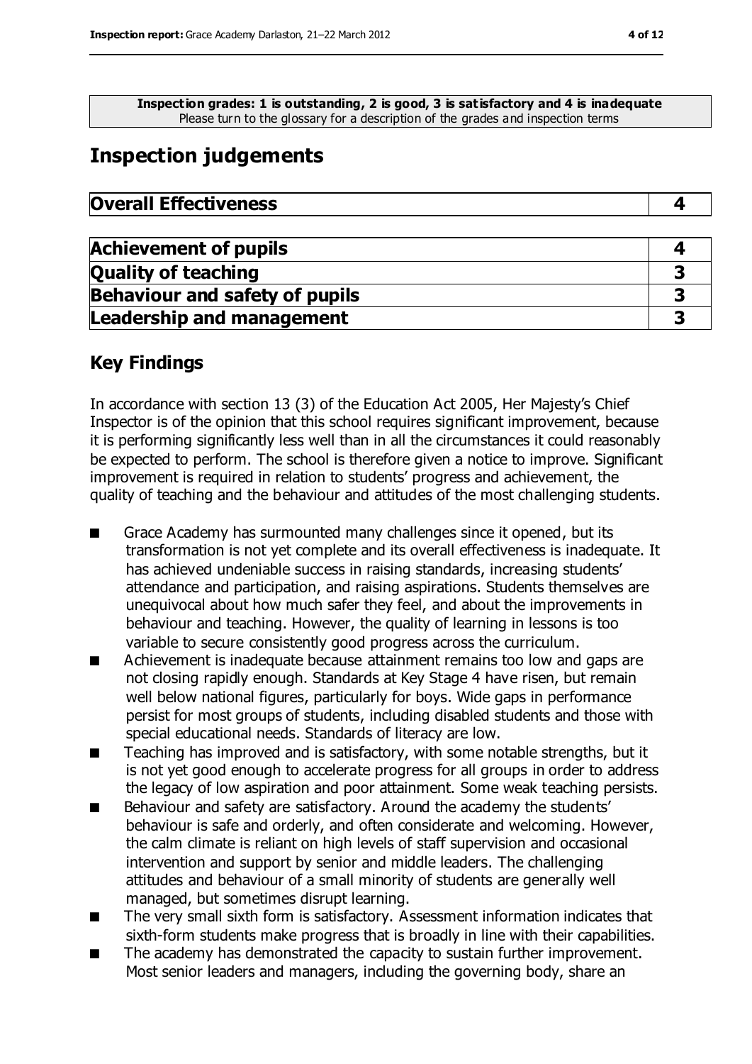**Inspection grades: 1 is outstanding, 2 is good, 3 is satisfactory and 4 is inadequate**
Please turn to the glossary for a description of the grades and inspection terms

# Inspection judgements

| Overall Effectiveness | 4 |
|---|---|

| Achievement of pupils | 4 |
|---|---|
| Quality of teaching | 3 |
| Behaviour and safety of pupils | 3 |
| Leadership and management | 3 |

## Key Findings

In accordance with section 13 (3) of the Education Act 2005, Her Majesty's Chief Inspector is of the opinion that this school requires significant improvement, because it is performing significantly less well than in all the circumstances it could reasonably be expected to perform. The school is therefore given a notice to improve. Significant improvement is required in relation to students' progress and achievement, the quality of teaching and the behaviour and attitudes of the most challenging students.

- Grace Academy has surmounted many challenges since it opened, but its transformation is not yet complete and its overall effectiveness is inadequate. It has achieved undeniable success in raising standards, increasing students' attendance and participation, and raising aspirations. Students themselves are unequivocal about how much safer they feel, and about the improvements in behaviour and teaching. However, the quality of learning in lessons is too variable to secure consistently good progress across the curriculum.
- Achievement is inadequate because attainment remains too low and gaps are not closing rapidly enough. Standards at Key Stage 4 have risen, but remain well below national figures, particularly for boys. Wide gaps in performance persist for most groups of students, including disabled students and those with special educational needs. Standards of literacy are low.
- Teaching has improved and is satisfactory, with some notable strengths, but it is not yet good enough to accelerate progress for all groups in order to address the legacy of low aspiration and poor attainment. Some weak teaching persists.
- Behaviour and safety are satisfactory. Around the academy the students' behaviour is safe and orderly, and often considerate and welcoming. However, the calm climate is reliant on high levels of staff supervision and occasional intervention and support by senior and middle leaders. The challenging attitudes and behaviour of a small minority of students are generally well managed, but sometimes disrupt learning.
- The very small sixth form is satisfactory. Assessment information indicates that sixth-form students make progress that is broadly in line with their capabilities.
- The academy has demonstrated the capacity to sustain further improvement. Most senior leaders and managers, including the governing body, share an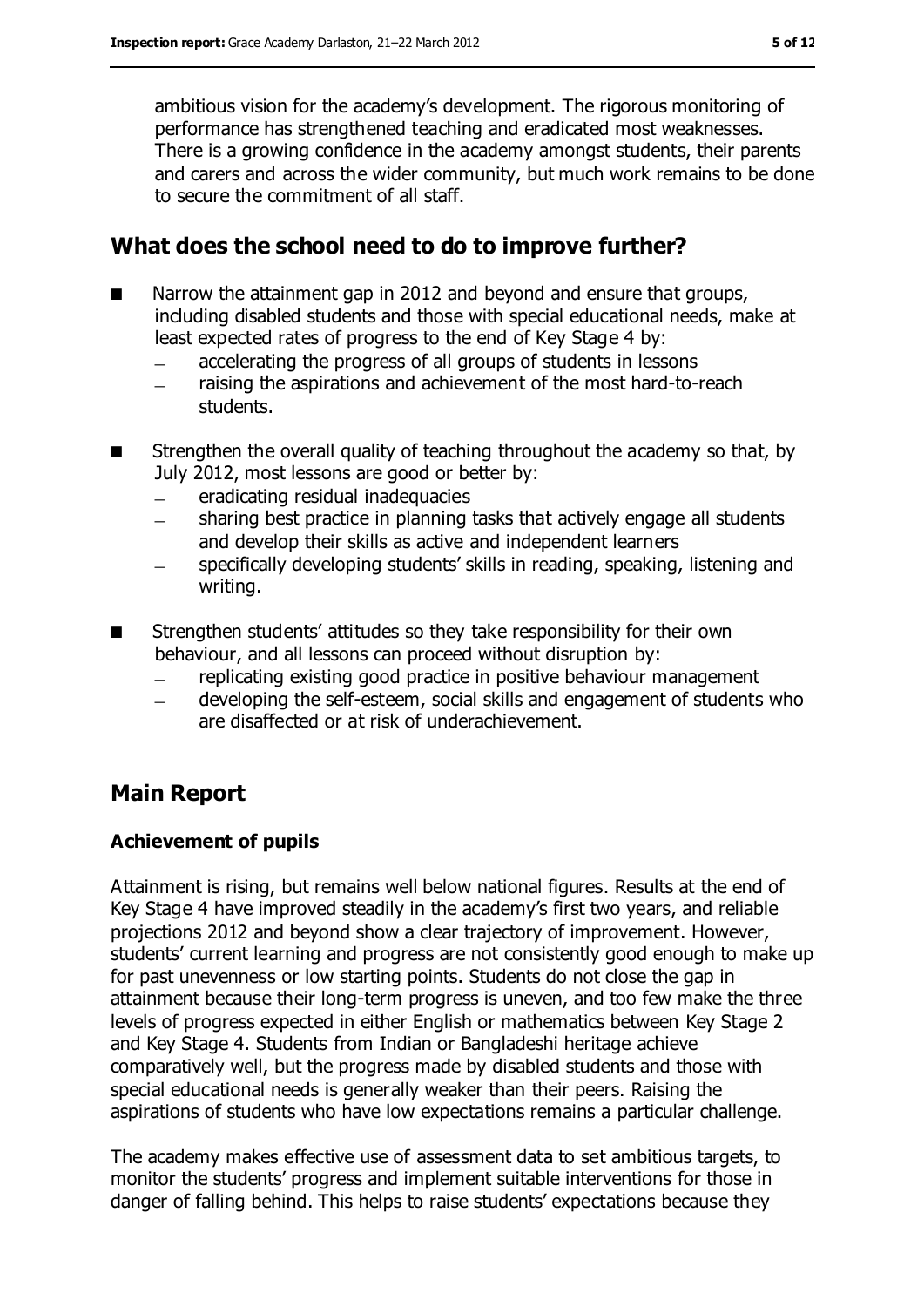ambitious vision for the academy's development. The rigorous monitoring of performance has strengthened teaching and eradicated most weaknesses. There is a growing confidence in the academy amongst students, their parents and carers and across the wider community, but much work remains to be done to secure the commitment of all staff.

## What does the school need to do to improve further?

- Narrow the attainment gap in 2012 and beyond and ensure that groups, including disabled students and those with special educational needs, make at least expected rates of progress to the end of Key Stage 4 by:
  - accelerating the progress of all groups of students in lessons
  - raising the aspirations and achievement of the most hard-to-reach students.
- Strengthen the overall quality of teaching throughout the academy so that, by July 2012, most lessons are good or better by:
  - eradicating residual inadequacies
  - sharing best practice in planning tasks that actively engage all students and develop their skills as active and independent learners
  - specifically developing students' skills in reading, speaking, listening and writing.
- Strengthen students' attitudes so they take responsibility for their own behaviour, and all lessons can proceed without disruption by:
  - replicating existing good practice in positive behaviour management
  - developing the self-esteem, social skills and engagement of students who are disaffected or at risk of underachievement.

## Main Report

### Achievement of pupils

Attainment is rising, but remains well below national figures. Results at the end of Key Stage 4 have improved steadily in the academy's first two years, and reliable projections 2012 and beyond show a clear trajectory of improvement. However, students' current learning and progress are not consistently good enough to make up for past unevenness or low starting points. Students do not close the gap in attainment because their long-term progress is uneven, and too few make the three levels of progress expected in either English or mathematics between Key Stage 2 and Key Stage 4. Students from Indian or Bangladeshi heritage achieve comparatively well, but the progress made by disabled students and those with special educational needs is generally weaker than their peers. Raising the aspirations of students who have low expectations remains a particular challenge.

The academy makes effective use of assessment data to set ambitious targets, to monitor the students' progress and implement suitable interventions for those in danger of falling behind. This helps to raise students' expectations because they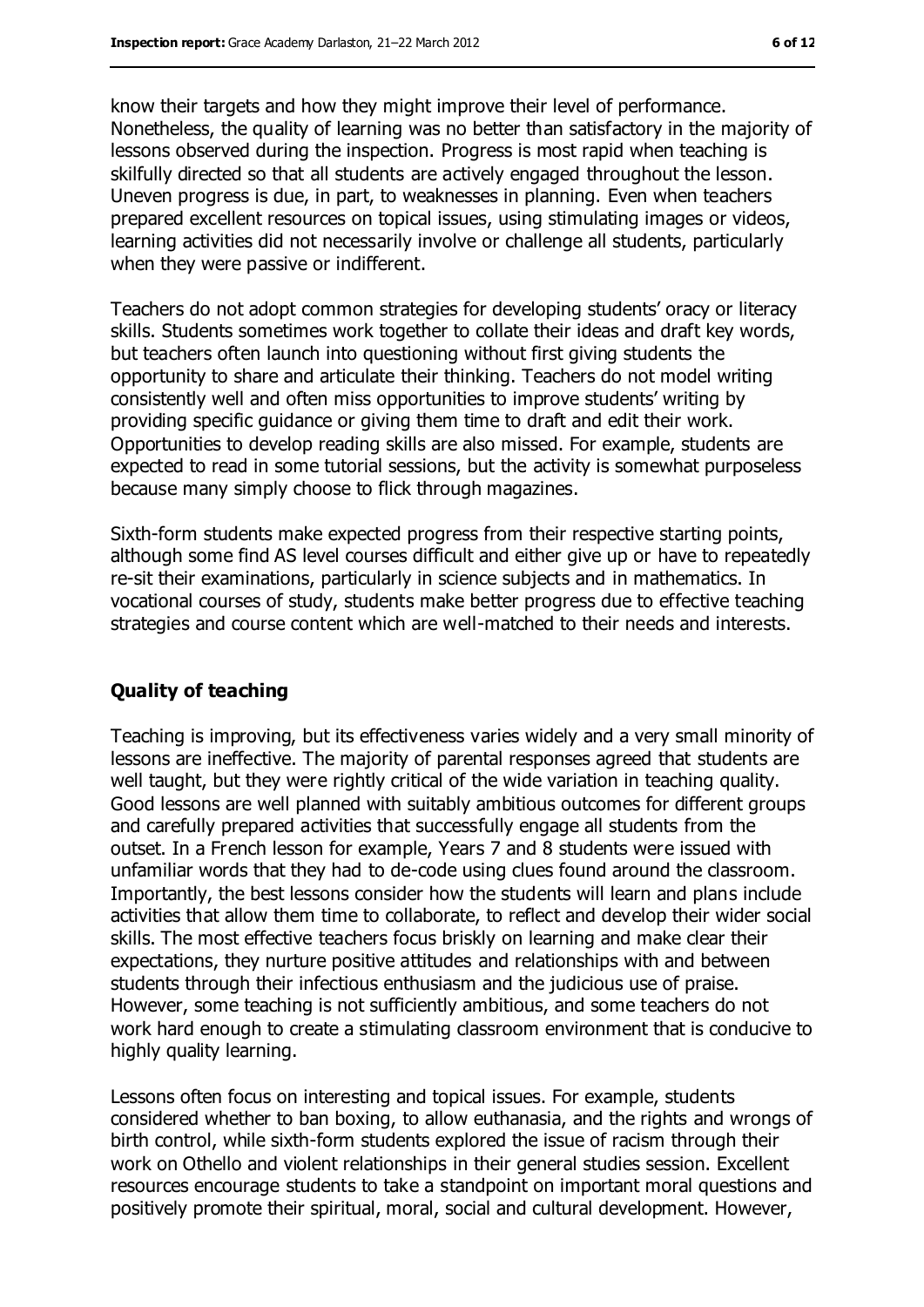know their targets and how they might improve their level of performance. Nonetheless, the quality of learning was no better than satisfactory in the majority of lessons observed during the inspection. Progress is most rapid when teaching is skilfully directed so that all students are actively engaged throughout the lesson. Uneven progress is due, in part, to weaknesses in planning. Even when teachers prepared excellent resources on topical issues, using stimulating images or videos, learning activities did not necessarily involve or challenge all students, particularly when they were passive or indifferent.

Teachers do not adopt common strategies for developing students' oracy or literacy skills. Students sometimes work together to collate their ideas and draft key words, but teachers often launch into questioning without first giving students the opportunity to share and articulate their thinking. Teachers do not model writing consistently well and often miss opportunities to improve students' writing by providing specific guidance or giving them time to draft and edit their work. Opportunities to develop reading skills are also missed. For example, students are expected to read in some tutorial sessions, but the activity is somewhat purposeless because many simply choose to flick through magazines.

Sixth-form students make expected progress from their respective starting points, although some find AS level courses difficult and either give up or have to repeatedly re-sit their examinations, particularly in science subjects and in mathematics. In vocational courses of study, students make better progress due to effective teaching strategies and course content which are well-matched to their needs and interests.

## Quality of teaching

Teaching is improving, but its effectiveness varies widely and a very small minority of lessons are ineffective. The majority of parental responses agreed that students are well taught, but they were rightly critical of the wide variation in teaching quality. Good lessons are well planned with suitably ambitious outcomes for different groups and carefully prepared activities that successfully engage all students from the outset. In a French lesson for example, Years 7 and 8 students were issued with unfamiliar words that they had to de-code using clues found around the classroom. Importantly, the best lessons consider how the students will learn and plans include activities that allow them time to collaborate, to reflect and develop their wider social skills. The most effective teachers focus briskly on learning and make clear their expectations, they nurture positive attitudes and relationships with and between students through their infectious enthusiasm and the judicious use of praise. However, some teaching is not sufficiently ambitious, and some teachers do not work hard enough to create a stimulating classroom environment that is conducive to highly quality learning.

Lessons often focus on interesting and topical issues. For example, students considered whether to ban boxing, to allow euthanasia, and the rights and wrongs of birth control, while sixth-form students explored the issue of racism through their work on Othello and violent relationships in their general studies session. Excellent resources encourage students to take a standpoint on important moral questions and positively promote their spiritual, moral, social and cultural development. However,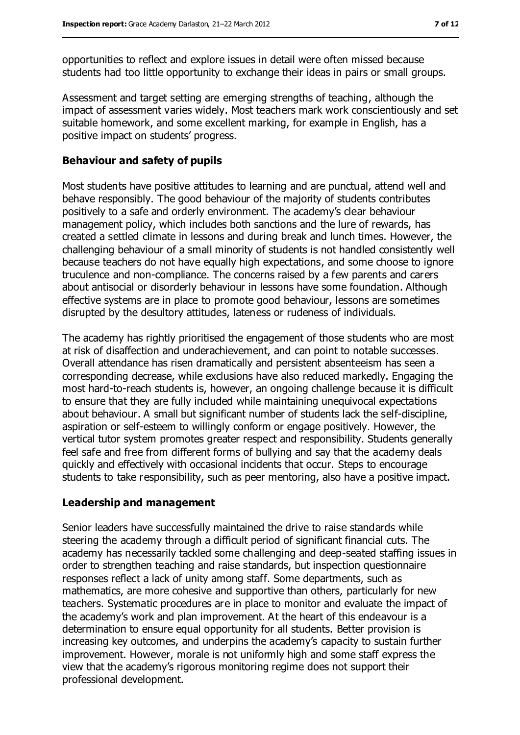opportunities to reflect and explore issues in detail were often missed because students had too little opportunity to exchange their ideas in pairs or small groups.

Assessment and target setting are emerging strengths of teaching, although the impact of assessment varies widely. Most teachers mark work conscientiously and set suitable homework, and some excellent marking, for example in English, has a positive impact on students' progress.

### Behaviour and safety of pupils

Most students have positive attitudes to learning and are punctual, attend well and behave responsibly. The good behaviour of the majority of students contributes positively to a safe and orderly environment. The academy's clear behaviour management policy, which includes both sanctions and the lure of rewards, has created a settled climate in lessons and during break and lunch times. However, the challenging behaviour of a small minority of students is not handled consistently well because teachers do not have equally high expectations, and some choose to ignore truculence and non-compliance. The concerns raised by a few parents and carers about antisocial or disorderly behaviour in lessons have some foundation. Although effective systems are in place to promote good behaviour, lessons are sometimes disrupted by the desultory attitudes, lateness or rudeness of individuals.

The academy has rightly prioritised the engagement of those students who are most at risk of disaffection and underachievement, and can point to notable successes. Overall attendance has risen dramatically and persistent absenteeism has seen a corresponding decrease, while exclusions have also reduced markedly. Engaging the most hard-to-reach students is, however, an ongoing challenge because it is difficult to ensure that they are fully included while maintaining unequivocal expectations about behaviour. A small but significant number of students lack the self-discipline, aspiration or self-esteem to willingly conform or engage positively. However, the vertical tutor system promotes greater respect and responsibility. Students generally feel safe and free from different forms of bullying and say that the academy deals quickly and effectively with occasional incidents that occur. Steps to encourage students to take responsibility, such as peer mentoring, also have a positive impact.

### Leadership and management

Senior leaders have successfully maintained the drive to raise standards while steering the academy through a difficult period of significant financial cuts. The academy has necessarily tackled some challenging and deep-seated staffing issues in order to strengthen teaching and raise standards, but inspection questionnaire responses reflect a lack of unity among staff. Some departments, such as mathematics, are more cohesive and supportive than others, particularly for new teachers. Systematic procedures are in place to monitor and evaluate the impact of the academy's work and plan improvement. At the heart of this endeavour is a determination to ensure equal opportunity for all students. Better provision is increasing key outcomes, and underpins the academy's capacity to sustain further improvement. However, morale is not uniformly high and some staff express the view that the academy's rigorous monitoring regime does not support their professional development.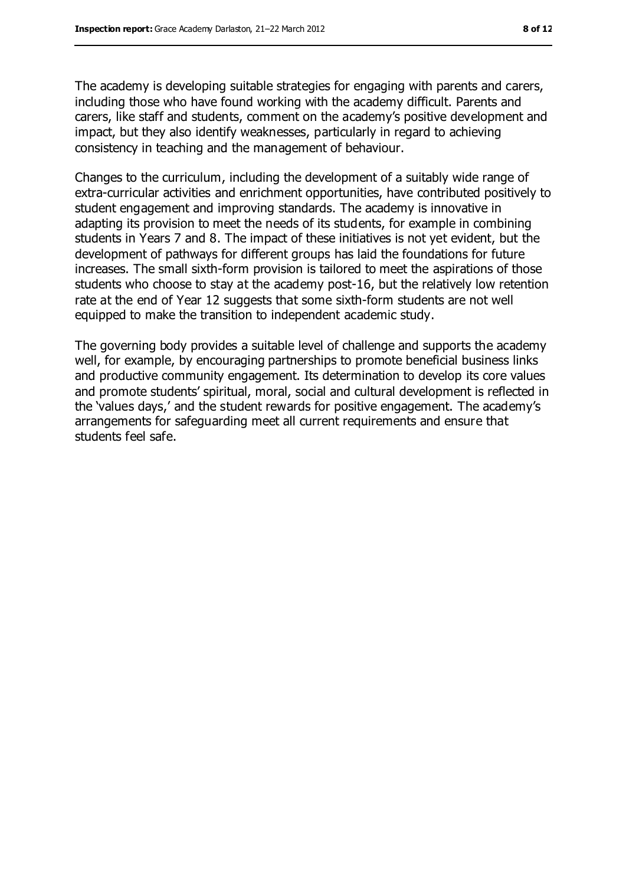The academy is developing suitable strategies for engaging with parents and carers, including those who have found working with the academy difficult. Parents and carers, like staff and students, comment on the academy's positive development and impact, but they also identify weaknesses, particularly in regard to achieving consistency in teaching and the management of behaviour.

Changes to the curriculum, including the development of a suitably wide range of extra-curricular activities and enrichment opportunities, have contributed positively to student engagement and improving standards. The academy is innovative in adapting its provision to meet the needs of its students, for example in combining students in Years 7 and 8. The impact of these initiatives is not yet evident, but the development of pathways for different groups has laid the foundations for future increases. The small sixth-form provision is tailored to meet the aspirations of those students who choose to stay at the academy post-16, but the relatively low retention rate at the end of Year 12 suggests that some sixth-form students are not well equipped to make the transition to independent academic study.

The governing body provides a suitable level of challenge and supports the academy well, for example, by encouraging partnerships to promote beneficial business links and productive community engagement. Its determination to develop its core values and promote students' spiritual, moral, social and cultural development is reflected in the 'values days,' and the student rewards for positive engagement. The academy's arrangements for safeguarding meet all current requirements and ensure that students feel safe.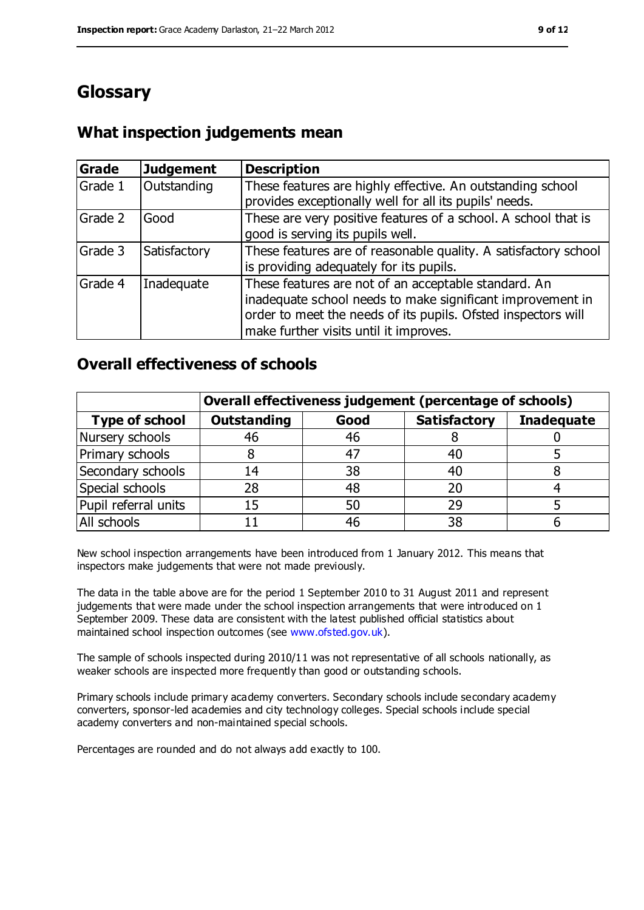# Glossary

## What inspection judgements mean

| Grade | Judgement | Description |
|---|---|---|
| Grade 1 | Outstanding | These features are highly effective. An outstanding school provides exceptionally well for all its pupils' needs. |
| Grade 2 | Good | These are very positive features of a school. A school that is good is serving its pupils well. |
| Grade 3 | Satisfactory | These features are of reasonable quality. A satisfactory school is providing adequately for its pupils. |
| Grade 4 | Inadequate | These features are not of an acceptable standard. An inadequate school needs to make significant improvement in order to meet the needs of its pupils. Ofsted inspectors will make further visits until it improves. |

## Overall effectiveness of schools

| | Overall effectiveness judgement (percentage of schools) | | | |
|---|---|---|---|---|
| **Type of school** | **Outstanding** | **Good** | **Satisfactory** | **Inadequate** |
| Nursery schools | 46 | 46 | 8 | 0 |
| Primary schools | 8 | 47 | 40 | 5 |
| Secondary schools | 14 | 38 | 40 | 8 |
| Special schools | 28 | 48 | 20 | 4 |
| Pupil referral units | 15 | 50 | 29 | 5 |
| All schools | 11 | 46 | 38 | 6 |

New school inspection arrangements have been introduced from 1 January 2012. This means that inspectors make judgements that were not made previously.

The data in the table above are for the period 1 September 2010 to 31 August 2011 and represent judgements that were made under the school inspection arrangements that were introduced on 1 September 2009. These data are consistent with the latest published official statistics about maintained school inspection outcomes (see www.ofsted.gov.uk).

The sample of schools inspected during 2010/11 was not representative of all schools nationally, as weaker schools are inspected more frequently than good or outstanding schools.

Primary schools include primary academy converters. Secondary schools include secondary academy converters, sponsor-led academies and city technology colleges. Special schools include special academy converters and non-maintained special schools.

Percentages are rounded and do not always add exactly to 100.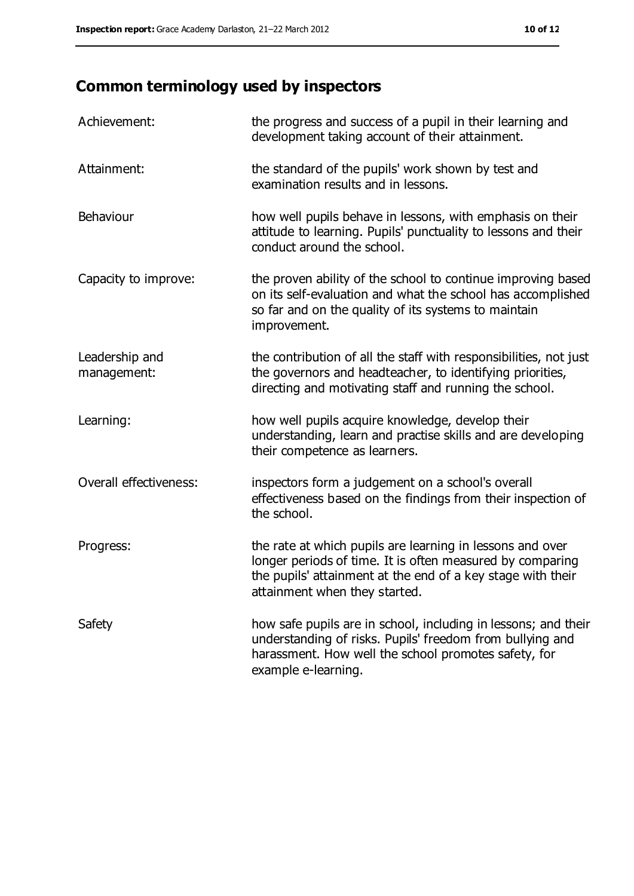## Common terminology used by inspectors

| | |
|---|---|
| Achievement: | the progress and success of a pupil in their learning and development taking account of their attainment. |
| Attainment: | the standard of the pupils' work shown by test and examination results and in lessons. |
| Behaviour | how well pupils behave in lessons, with emphasis on their attitude to learning. Pupils' punctuality to lessons and their conduct around the school. |
| Capacity to improve: | the proven ability of the school to continue improving based on its self-evaluation and what the school has accomplished so far and on the quality of its systems to maintain improvement. |
| Leadership and management: | the contribution of all the staff with responsibilities, not just the governors and headteacher, to identifying priorities, directing and motivating staff and running the school. |
| Learning: | how well pupils acquire knowledge, develop their understanding, learn and practise skills and are developing their competence as learners. |
| Overall effectiveness: | inspectors form a judgement on a school's overall effectiveness based on the findings from their inspection of the school. |
| Progress: | the rate at which pupils are learning in lessons and over longer periods of time. It is often measured by comparing the pupils' attainment at the end of a key stage with their attainment when they started. |
| Safety | how safe pupils are in school, including in lessons; and their understanding of risks. Pupils' freedom from bullying and harassment. How well the school promotes safety, for example e-learning. |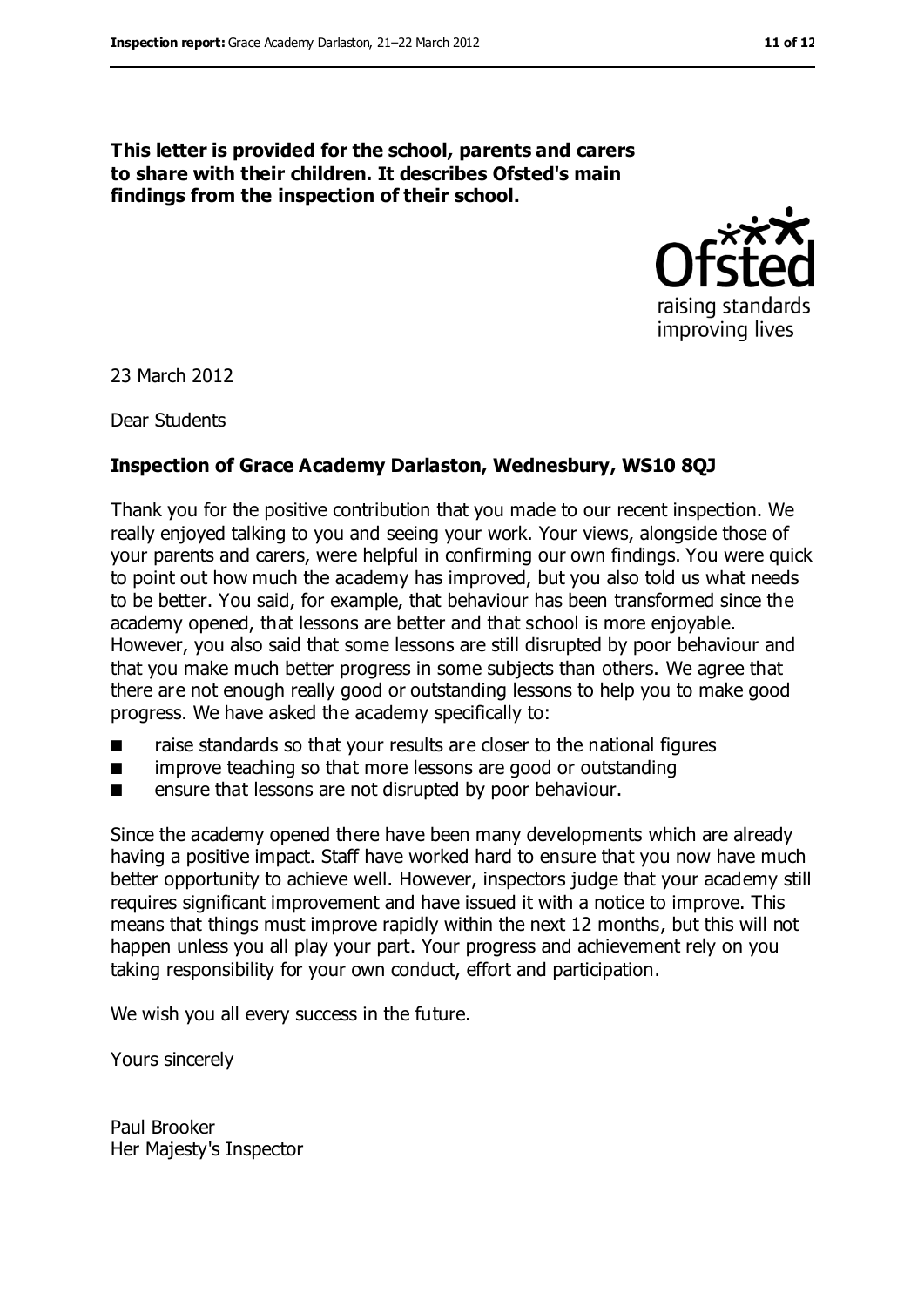**This letter is provided for the school, parents and carers to share with their children. It describes Ofsted's main findings from the inspection of their school.**

23 March 2012

Dear Students

**Inspection of Grace Academy Darlaston, Wednesbury, WS10 8QJ**

Thank you for the positive contribution that you made to our recent inspection. We really enjoyed talking to you and seeing your work. Your views, alongside those of your parents and carers, were helpful in confirming our own findings. You were quick to point out how much the academy has improved, but you also told us what needs to be better. You said, for example, that behaviour has been transformed since the academy opened, that lessons are better and that school is more enjoyable. However, you also said that some lessons are still disrupted by poor behaviour and that you make much better progress in some subjects than others. We agree that there are not enough really good or outstanding lessons to help you to make good progress. We have asked the academy specifically to:

- raise standards so that your results are closer to the national figures
- improve teaching so that more lessons are good or outstanding
- ensure that lessons are not disrupted by poor behaviour.

Since the academy opened there have been many developments which are already having a positive impact. Staff have worked hard to ensure that you now have much better opportunity to achieve well. However, inspectors judge that your academy still requires significant improvement and have issued it with a notice to improve. This means that things must improve rapidly within the next 12 months, but this will not happen unless you all play your part. Your progress and achievement rely on you taking responsibility for your own conduct, effort and participation.

We wish you all every success in the future.

Yours sincerely

Paul Brooker
Her Majesty's Inspector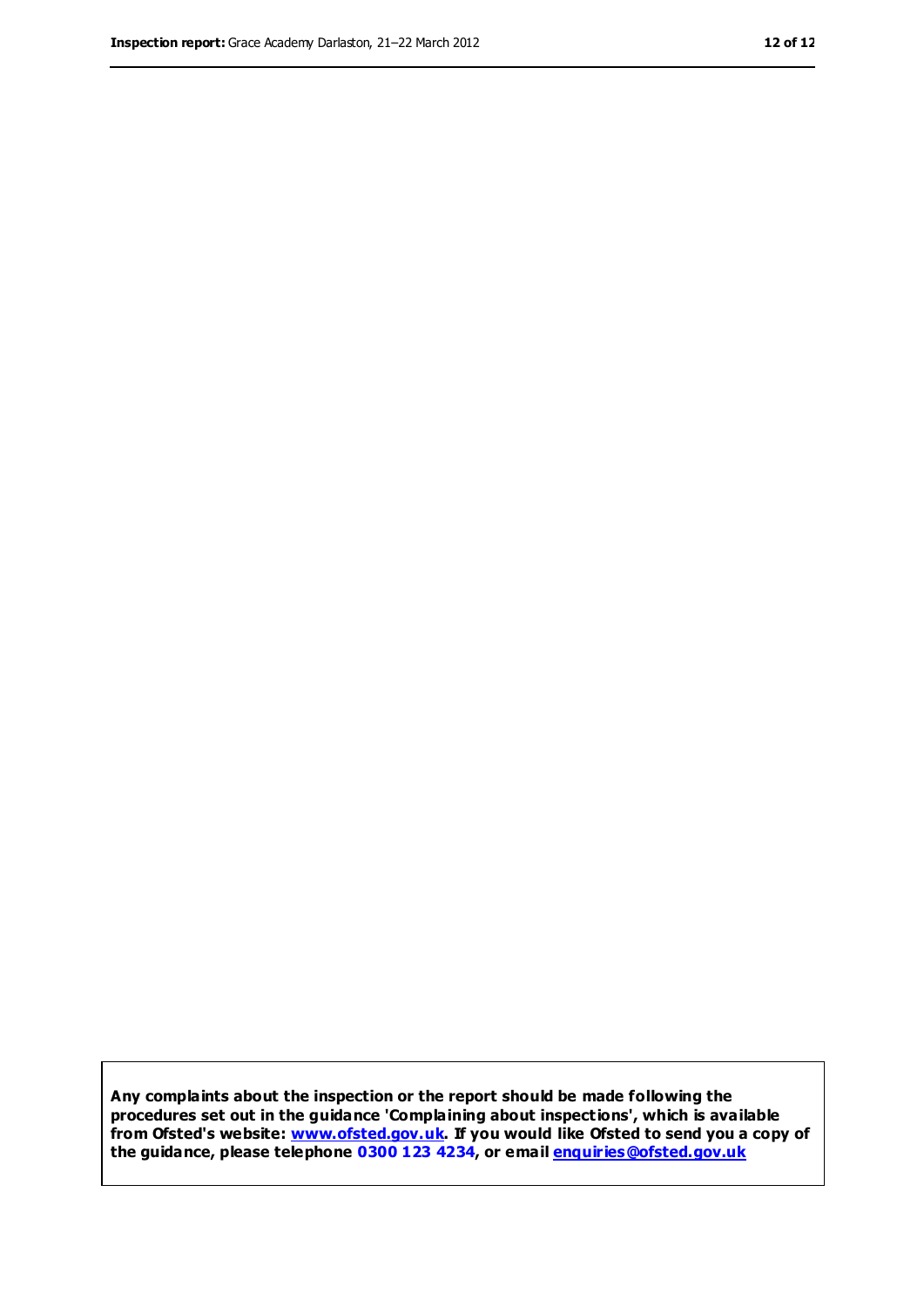**Any complaints about the inspection or the report should be made following the procedures set out in the guidance 'Complaining about inspections', which is available from Ofsted's website: [www.ofsted.gov.uk](http://www.ofsted.gov.uk). If you would like Ofsted to send you a copy of the guidance, please telephone 0300 123 4234, or email [enquiries@ofsted.gov.uk](mailto:enquiries@ofsted.gov.uk)**